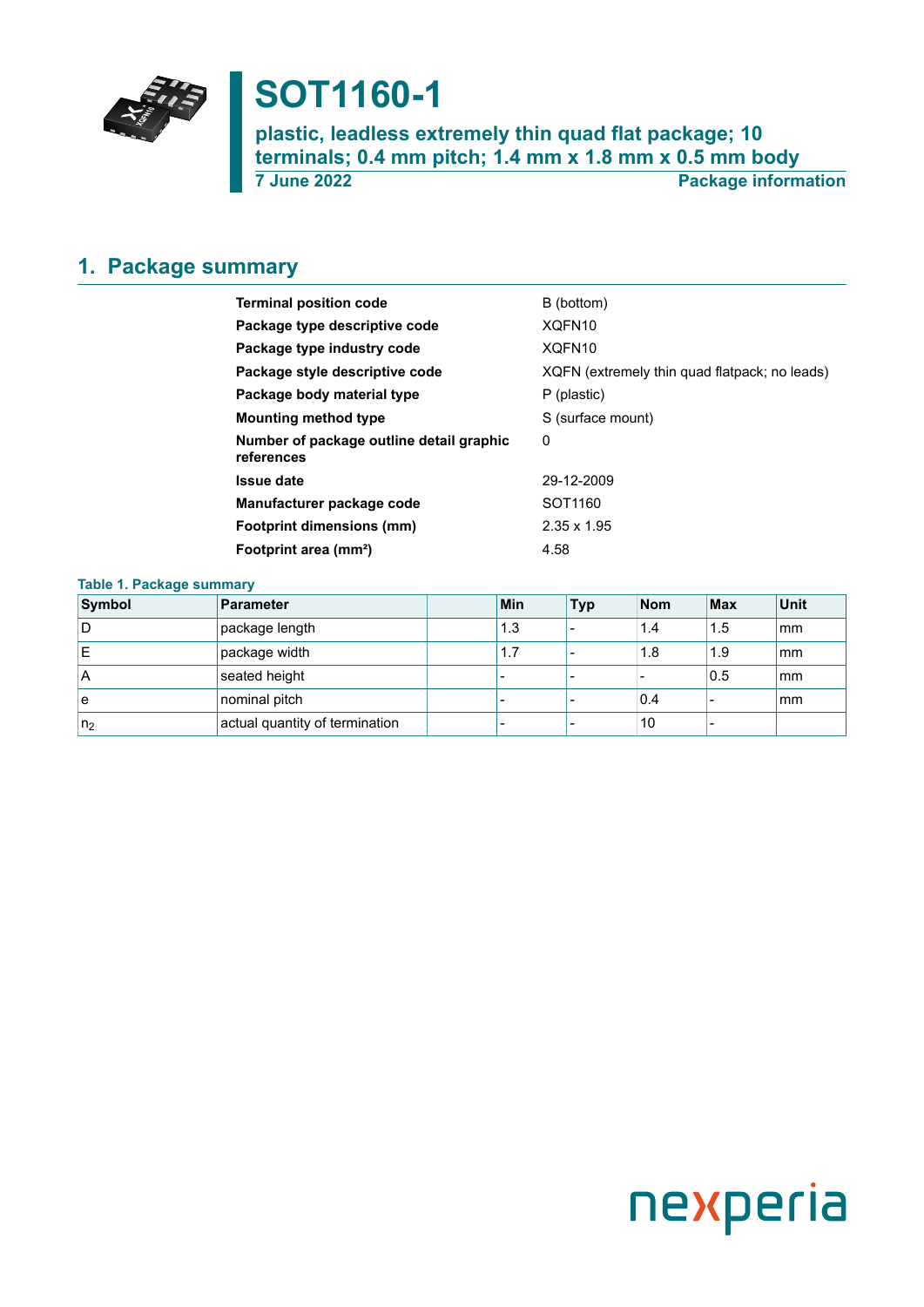# SOT1160-1

**plastic, leadless extremely thin quad flat package; 10 terminals; 0.4 mm pitch; 1.4 mm x 1.8 mm x 0.5 mm body**

**7 June 2022** **Package information**

## 1. Package summary

| | |
|---|---|
| **Terminal position code** | B (bottom) |
| **Package type descriptive code** | XQFN10 |
| **Package type industry code** | XQFN10 |
| **Package style descriptive code** | XQFN (extremely thin quad flatpack; no leads) |
| **Package body material type** | P (plastic) |
| **Mounting method type** | S (surface mount) |
| **Number of package outline detail graphic references** | 0 |
| **Issue date** | 29-12-2009 |
| **Manufacturer package code** | SOT1160 |
| **Footprint dimensions (mm)** | 2.35 x 1.95 |
| **Footprint area (mm²)** | 4.58 |

**Table 1. Package summary**

| Symbol | Parameter | | Min | Typ | Nom | Max | Unit |
|---|---|---|---|---|---|---|---|
| D | package length | | 1.3 | - | 1.4 | 1.5 | mm |
| E | package width | | 1.7 | - | 1.8 | 1.9 | mm |
| A | seated height | | - | - | - | 0.5 | mm |
| e | nominal pitch | | - | - | 0.4 | - | mm |
| $n_2$ | actual quantity of termination | | - | - | 10 | - | |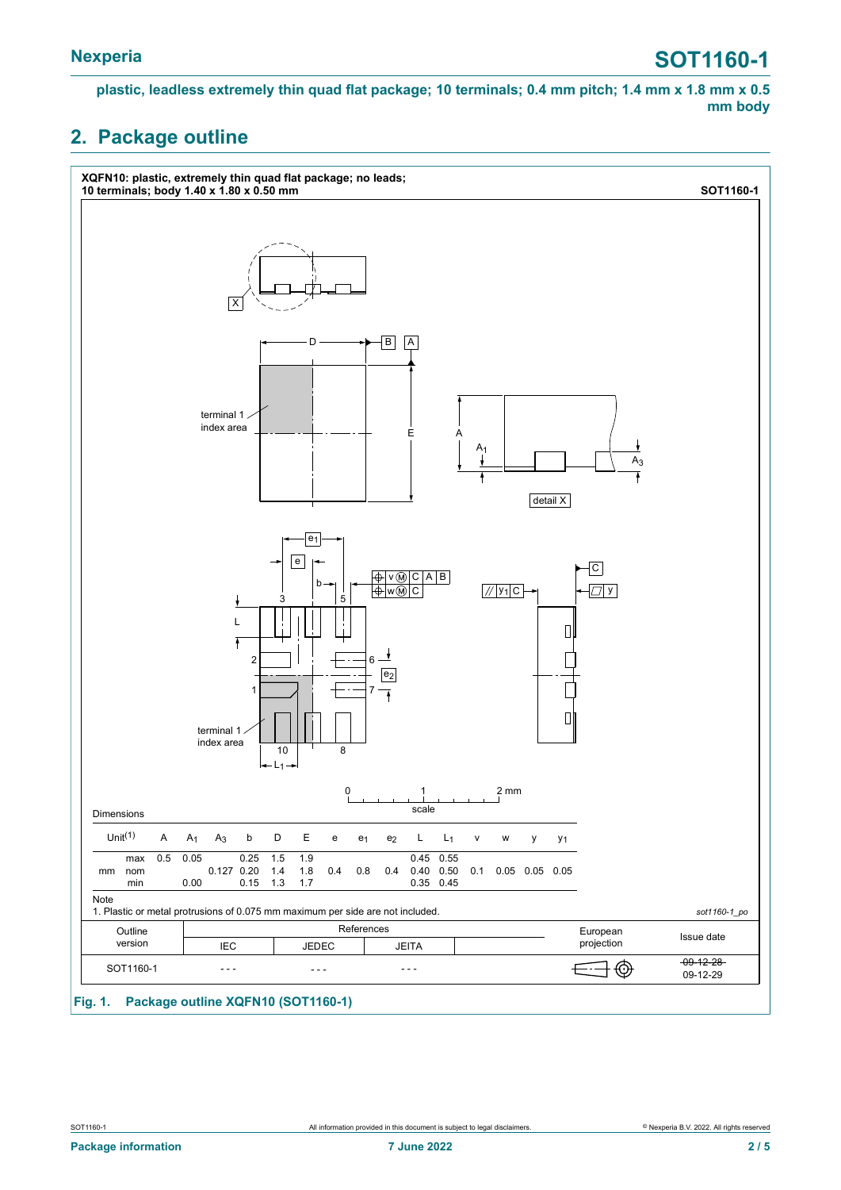plastic, leadless extremely thin quad flat package; 10 terminals; 0.4 mm pitch; 1.4 mm x 1.8 mm x 0.5 mm body

## 2. Package outline

XQFN10: plastic, extremely thin quad flat package; no leads; 10 terminals; body 1.40 x 1.80 x 0.50 mm

SOT1160-1

Dimensions

| Unit[1] | | A | $A_1$ | $A_3$ | b | D | E | e | $e_1$ | $e_2$ | L | $L_1$ | v | w | y | $y_1$ |
|---|---|---|---|---|---|---|---|---|---|---|---|---|---|---|---|---|
| mm | max | 0.5 | 0.05 | | 0.25 | 1.5 | 1.9 | | | | 0.45 | 0.55 | | | | |
| | nom | | | 0.127 | 0.20 | 1.4 | 1.8 | 0.4 | 0.8 | 0.4 | 0.40 | 0.50 | 0.1 | 0.05 | 0.05 | 0.05 |
| | min | | 0.00 | | 0.15 | 1.3 | 1.7 | | | | 0.35 | 0.45 | | | | |

Note

1. Plastic or metal protrusions of 0.075 mm maximum per side are not included.

sot1160-1_po

| Outline version | References IEC | References JEDEC | References JEITA | European projection | Issue date |
|---|---|---|---|---|---|
| SOT1160-1 | - - - | - - - | - - - | | ~~09-12-28~~ 09-12-29 |

Fig. 1. Package outline XQFN10 (SOT1160-1)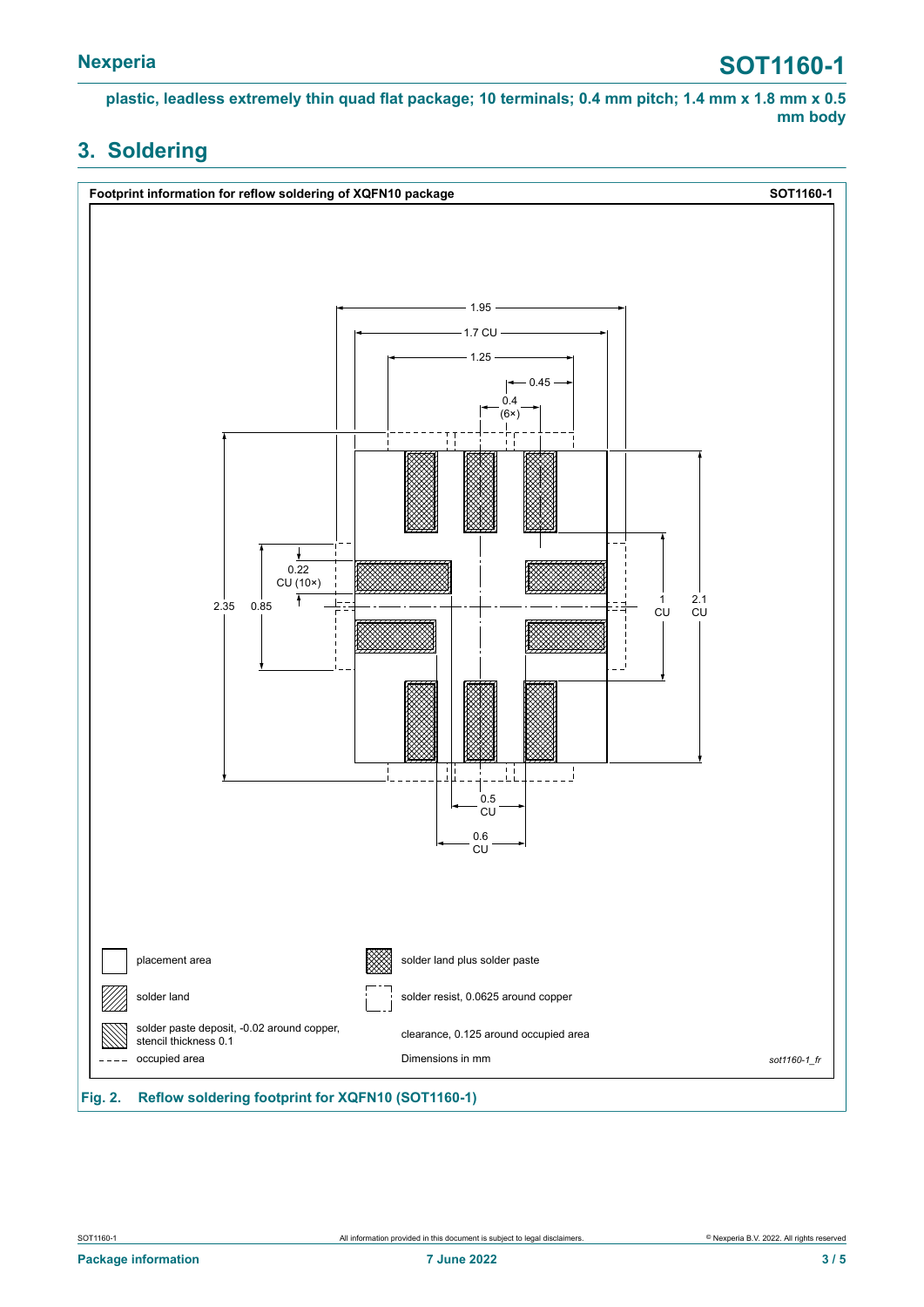# 3. Soldering

**Footprint information for reflow soldering of XQFN10 package** **SOT1160-1**

1.95

1.7 CU

1.25

0.45

0.4 (6×)

0.22 CU (10×)

2.35

0.85

1 CU

2.1 CU

0.5 CU

0.6 CU

placement area

solder land

solder paste deposit, -0.02 around copper, stencil thickness 0.1

occupied area

solder land plus solder paste

solder resist, 0.0625 around copper

clearance, 0.125 around occupied area

Dimensions in mm

*sot1160-1_fr*

**Fig. 2. Reflow soldering footprint for XQFN10 (SOT1160-1)**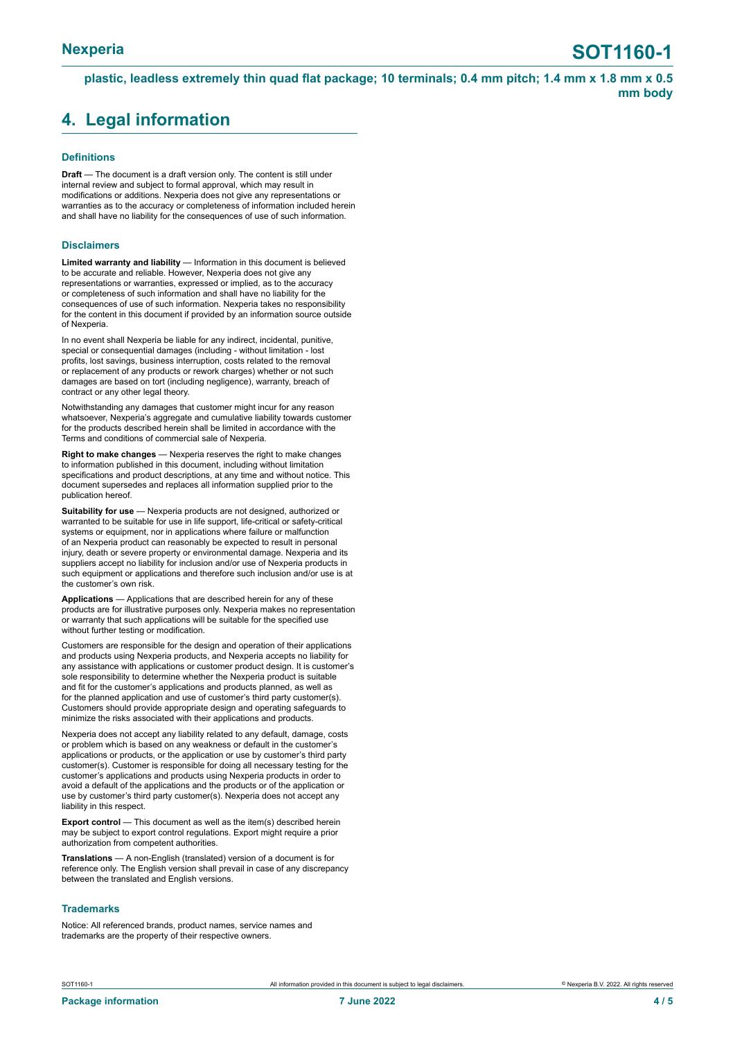## 4. Legal information

### Definitions

**Draft** — The document is a draft version only. The content is still under internal review and subject to formal approval, which may result in modifications or additions. Nexperia does not give any representations or warranties as to the accuracy or completeness of information included herein and shall have no liability for the consequences of use of such information.

### Disclaimers

**Limited warranty and liability** — Information in this document is believed to be accurate and reliable. However, Nexperia does not give any representations or warranties, expressed or implied, as to the accuracy or completeness of such information and shall have no liability for the consequences of use of such information. Nexperia takes no responsibility for the content in this document if provided by an information source outside of Nexperia.

In no event shall Nexperia be liable for any indirect, incidental, punitive, special or consequential damages (including - without limitation - lost profits, lost savings, business interruption, costs related to the removal or replacement of any products or rework charges) whether or not such damages are based on tort (including negligence), warranty, breach of contract or any other legal theory.

Notwithstanding any damages that customer might incur for any reason whatsoever, Nexperia's aggregate and cumulative liability towards customer for the products described herein shall be limited in accordance with the Terms and conditions of commercial sale of Nexperia.

**Right to make changes** — Nexperia reserves the right to make changes to information published in this document, including without limitation specifications and product descriptions, at any time and without notice. This document supersedes and replaces all information supplied prior to the publication hereof.

**Suitability for use** — Nexperia products are not designed, authorized or warranted to be suitable for use in life support, life-critical or safety-critical systems or equipment, nor in applications where failure or malfunction of an Nexperia product can reasonably be expected to result in personal injury, death or severe property or environmental damage. Nexperia and its suppliers accept no liability for inclusion and/or use of Nexperia products in such equipment or applications and therefore such inclusion and/or use is at the customer's own risk.

**Applications** — Applications that are described herein for any of these products are for illustrative purposes only. Nexperia makes no representation or warranty that such applications will be suitable for the specified use without further testing or modification.

Customers are responsible for the design and operation of their applications and products using Nexperia products, and Nexperia accepts no liability for any assistance with applications or customer product design. It is customer's sole responsibility to determine whether the Nexperia product is suitable and fit for the customer's applications and products planned, as well as for the planned application and use of customer's third party customer(s). Customers should provide appropriate design and operating safeguards to minimize the risks associated with their applications and products.

Nexperia does not accept any liability related to any default, damage, costs or problem which is based on any weakness or default in the customer's applications or products, or the application or use by customer's third party customer(s). Customer is responsible for doing all necessary testing for the customer's applications and products using Nexperia products in order to avoid a default of the applications and the products or of the application or use by customer's third party customer(s). Nexperia does not accept any liability in this respect.

**Export control** — This document as well as the item(s) described herein may be subject to export control regulations. Export might require a prior authorization from competent authorities.

**Translations** — A non-English (translated) version of a document is for reference only. The English version shall prevail in case of any discrepancy between the translated and English versions.

### Trademarks

Notice: All referenced brands, product names, service names and trademarks are the property of their respective owners.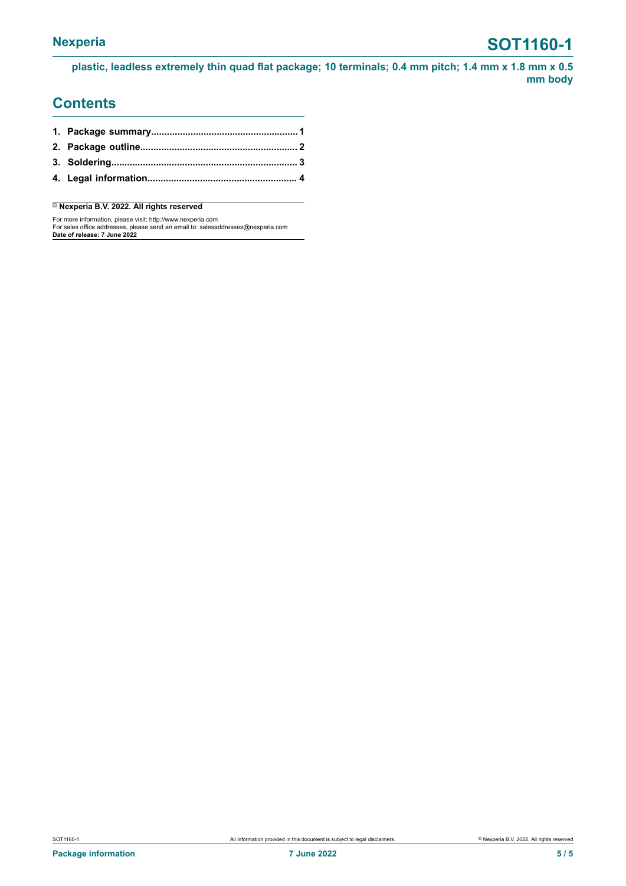## Contents

1. Package summary....................................................... 1
2. Package outline........................................................... 2
3. Soldering...................................................................... 3
4. Legal information........................................................ 4

© **Nexperia B.V. 2022. All rights reserved**

For more information, please visit: http://www.nexperia.com
For sales office addresses, please send an email to: salesaddresses@nexperia.com
**Date of release: 7 June 2022**